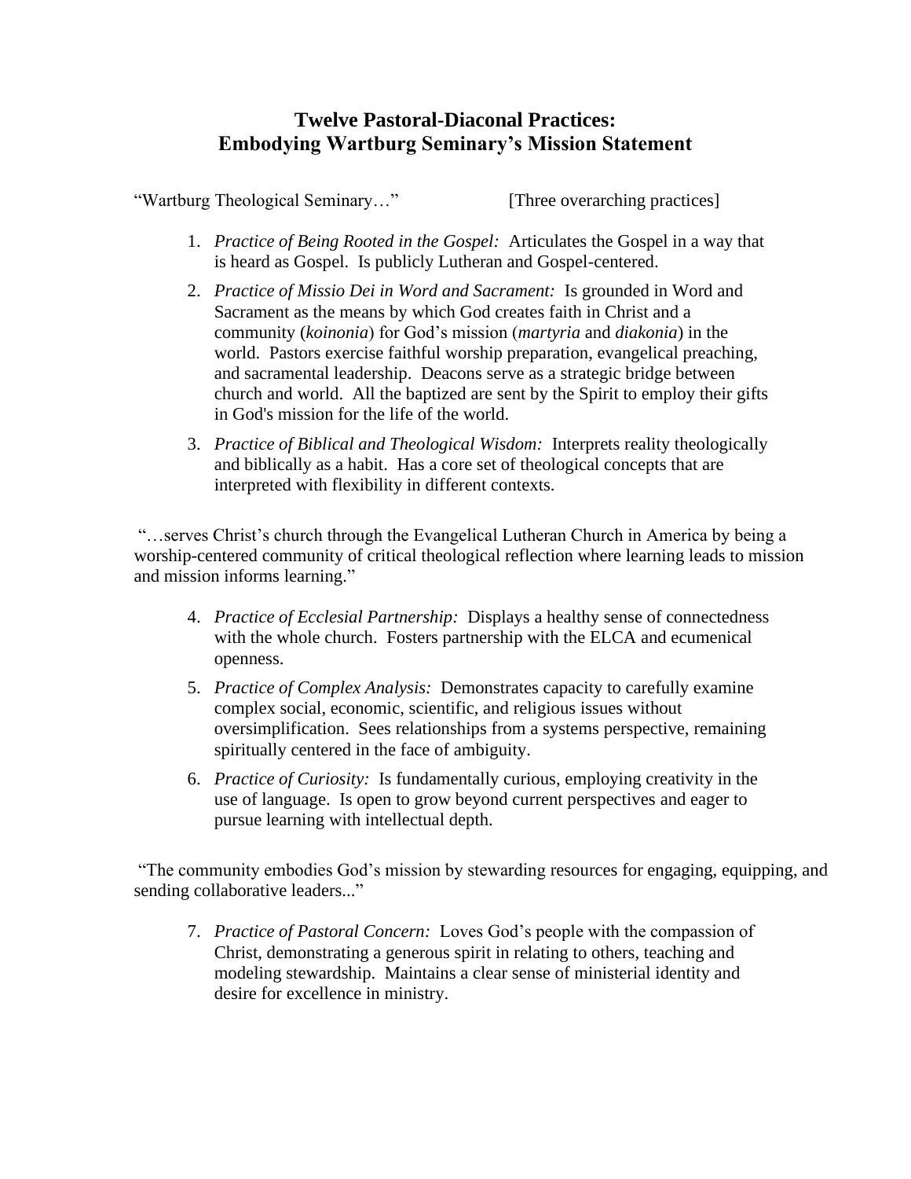# Twelve Pastoral-Diaconal Practices: Embodying Wartburg Seminary's Mission Statement

"Wartburg Theological Seminary…" [Three overarching practices]

1. *Practice of Being Rooted in the Gospel:* Articulates the Gospel in a way that is heard as Gospel. Is publicly Lutheran and Gospel-centered.
2. *Practice of Missio Dei in Word and Sacrament:* Is grounded in Word and Sacrament as the means by which God creates faith in Christ and a community (*koinonia*) for God's mission (*martyria* and *diakonia*) in the world. Pastors exercise faithful worship preparation, evangelical preaching, and sacramental leadership. Deacons serve as a strategic bridge between church and world. All the baptized are sent by the Spirit to employ their gifts in God's mission for the life of the world.
3. *Practice of Biblical and Theological Wisdom:* Interprets reality theologically and biblically as a habit. Has a core set of theological concepts that are interpreted with flexibility in different contexts.

"…serves Christ's church through the Evangelical Lutheran Church in America by being a worship-centered community of critical theological reflection where learning leads to mission and mission informs learning."

4. *Practice of Ecclesial Partnership:* Displays a healthy sense of connectedness with the whole church. Fosters partnership with the ELCA and ecumenical openness.
5. *Practice of Complex Analysis:* Demonstrates capacity to carefully examine complex social, economic, scientific, and religious issues without oversimplification. Sees relationships from a systems perspective, remaining spiritually centered in the face of ambiguity.
6. *Practice of Curiosity:* Is fundamentally curious, employing creativity in the use of language. Is open to grow beyond current perspectives and eager to pursue learning with intellectual depth.

"The community embodies God's mission by stewarding resources for engaging, equipping, and sending collaborative leaders..."

7. *Practice of Pastoral Concern:* Loves God's people with the compassion of Christ, demonstrating a generous spirit in relating to others, teaching and modeling stewardship. Maintains a clear sense of ministerial identity and desire for excellence in ministry.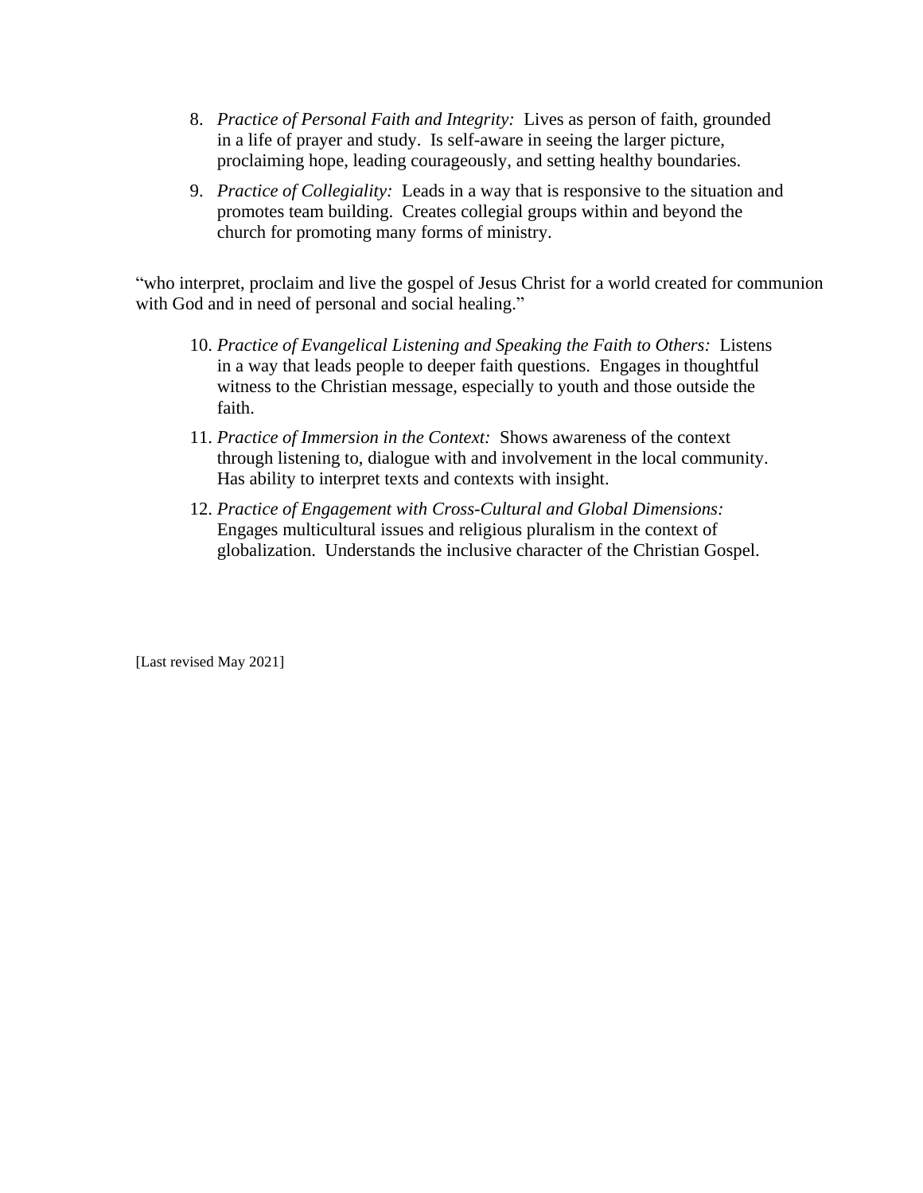8. *Practice of Personal Faith and Integrity:* Lives as person of faith, grounded in a life of prayer and study. Is self-aware in seeing the larger picture, proclaiming hope, leading courageously, and setting healthy boundaries.
9. *Practice of Collegiality:* Leads in a way that is responsive to the situation and promotes team building. Creates collegial groups within and beyond the church for promoting many forms of ministry.

"who interpret, proclaim and live the gospel of Jesus Christ for a world created for communion with God and in need of personal and social healing."

10. *Practice of Evangelical Listening and Speaking the Faith to Others:* Listens in a way that leads people to deeper faith questions. Engages in thoughtful witness to the Christian message, especially to youth and those outside the faith.
11. *Practice of Immersion in the Context:* Shows awareness of the context through listening to, dialogue with and involvement in the local community. Has ability to interpret texts and contexts with insight.
12. *Practice of Engagement with Cross-Cultural and Global Dimensions:* Engages multicultural issues and religious pluralism in the context of globalization. Understands the inclusive character of the Christian Gospel.

[Last revised May 2021]